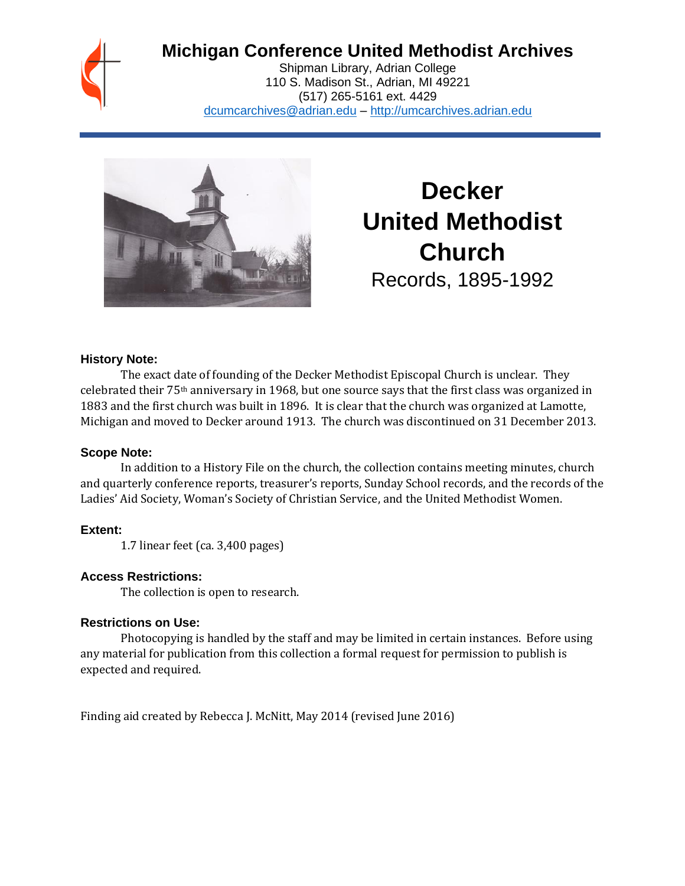# Michigan Conference United Methodist Archives

Shipman Library, Adrian College
110 S. Madison St., Adrian, MI 49221
(517) 265-5161 ext. 4429
dcumcarchives@adrian.edu – http://umcarchives.adrian.edu

# Decker United Methodist Church

Records, 1895-1992

### History Note:

The exact date of founding of the Decker Methodist Episcopal Church is unclear. They celebrated their 75th anniversary in 1968, but one source says that the first class was organized in 1883 and the first church was built in 1896. It is clear that the church was organized at Lamotte, Michigan and moved to Decker around 1913. The church was discontinued on 31 December 2013.

### Scope Note:

In addition to a History File on the church, the collection contains meeting minutes, church and quarterly conference reports, treasurer's reports, Sunday School records, and the records of the Ladies' Aid Society, Woman's Society of Christian Service, and the United Methodist Women.

### Extent:

1.7 linear feet (ca. 3,400 pages)

### Access Restrictions:

The collection is open to research.

### Restrictions on Use:

Photocopying is handled by the staff and may be limited in certain instances. Before using any material for publication from this collection a formal request for permission to publish is expected and required.

Finding aid created by Rebecca J. McNitt, May 2014 (revised June 2016)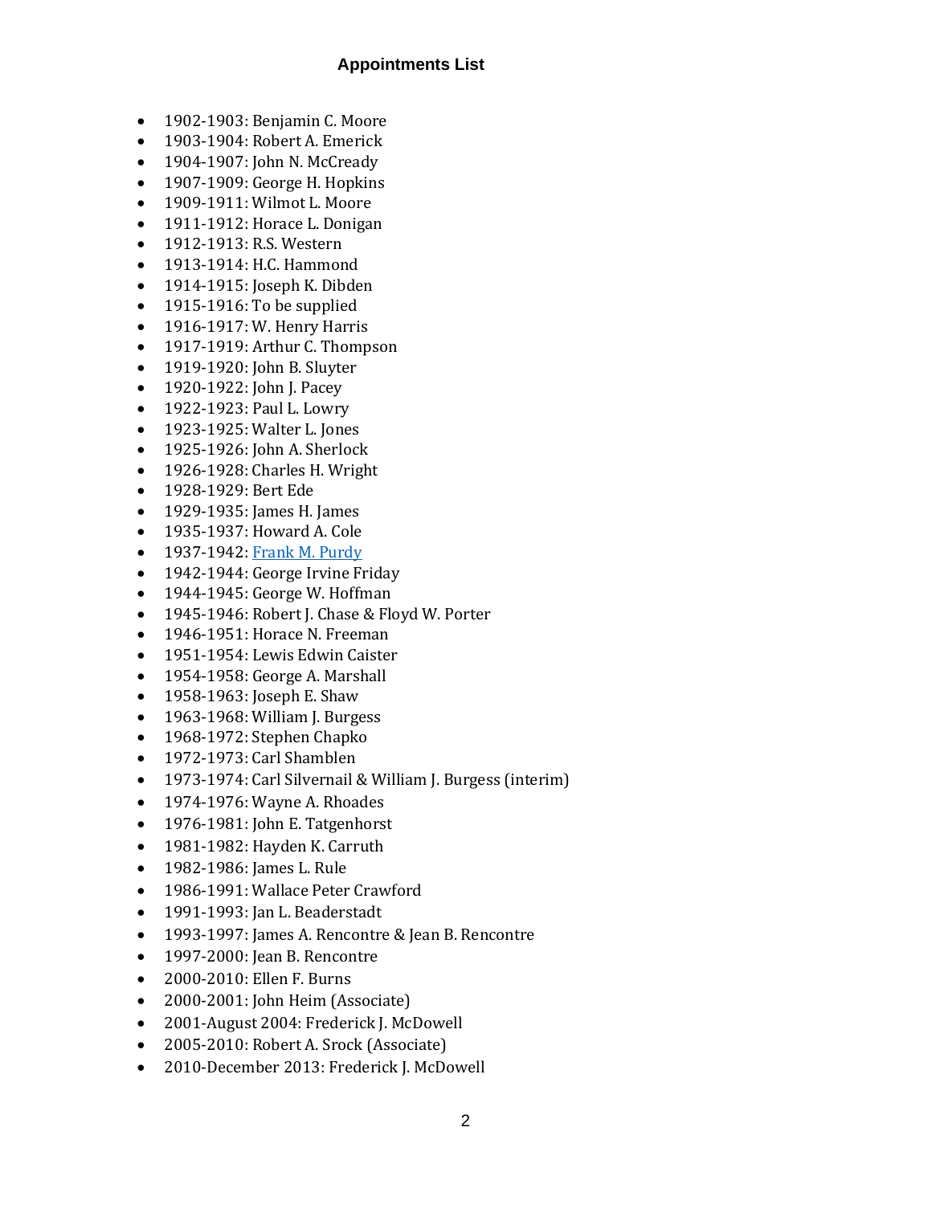## Appointments List

- 1902-1903: Benjamin C. Moore
- 1903-1904: Robert A. Emerick
- 1904-1907: John N. McCready
- 1907-1909: George H. Hopkins
- 1909-1911: Wilmot L. Moore
- 1911-1912: Horace L. Donigan
- 1912-1913: R.S. Western
- 1913-1914: H.C. Hammond
- 1914-1915: Joseph K. Dibden
- 1915-1916: To be supplied
- 1916-1917: W. Henry Harris
- 1917-1919: Arthur C. Thompson
- 1919-1920: John B. Sluyter
- 1920-1922: John J. Pacey
- 1922-1923: Paul L. Lowry
- 1923-1925: Walter L. Jones
- 1925-1926: John A. Sherlock
- 1926-1928: Charles H. Wright
- 1928-1929: Bert Ede
- 1929-1935: James H. James
- 1935-1937: Howard A. Cole
- 1937-1942: Frank M. Purdy
- 1942-1944: George Irvine Friday
- 1944-1945: George W. Hoffman
- 1945-1946: Robert J. Chase & Floyd W. Porter
- 1946-1951: Horace N. Freeman
- 1951-1954: Lewis Edwin Caister
- 1954-1958: George A. Marshall
- 1958-1963: Joseph E. Shaw
- 1963-1968: William J. Burgess
- 1968-1972: Stephen Chapko
- 1972-1973: Carl Shamblen
- 1973-1974: Carl Silvernail & William J. Burgess (interim)
- 1974-1976: Wayne A. Rhoades
- 1976-1981: John E. Tatgenhorst
- 1981-1982: Hayden K. Carruth
- 1982-1986: James L. Rule
- 1986-1991: Wallace Peter Crawford
- 1991-1993: Jan L. Beaderstadt
- 1993-1997: James A. Rencontre & Jean B. Rencontre
- 1997-2000: Jean B. Rencontre
- 2000-2010: Ellen F. Burns
- 2000-2001: John Heim (Associate)
- 2001-August 2004: Frederick J. McDowell
- 2005-2010: Robert A. Srock (Associate)
- 2010-December 2013: Frederick J. McDowell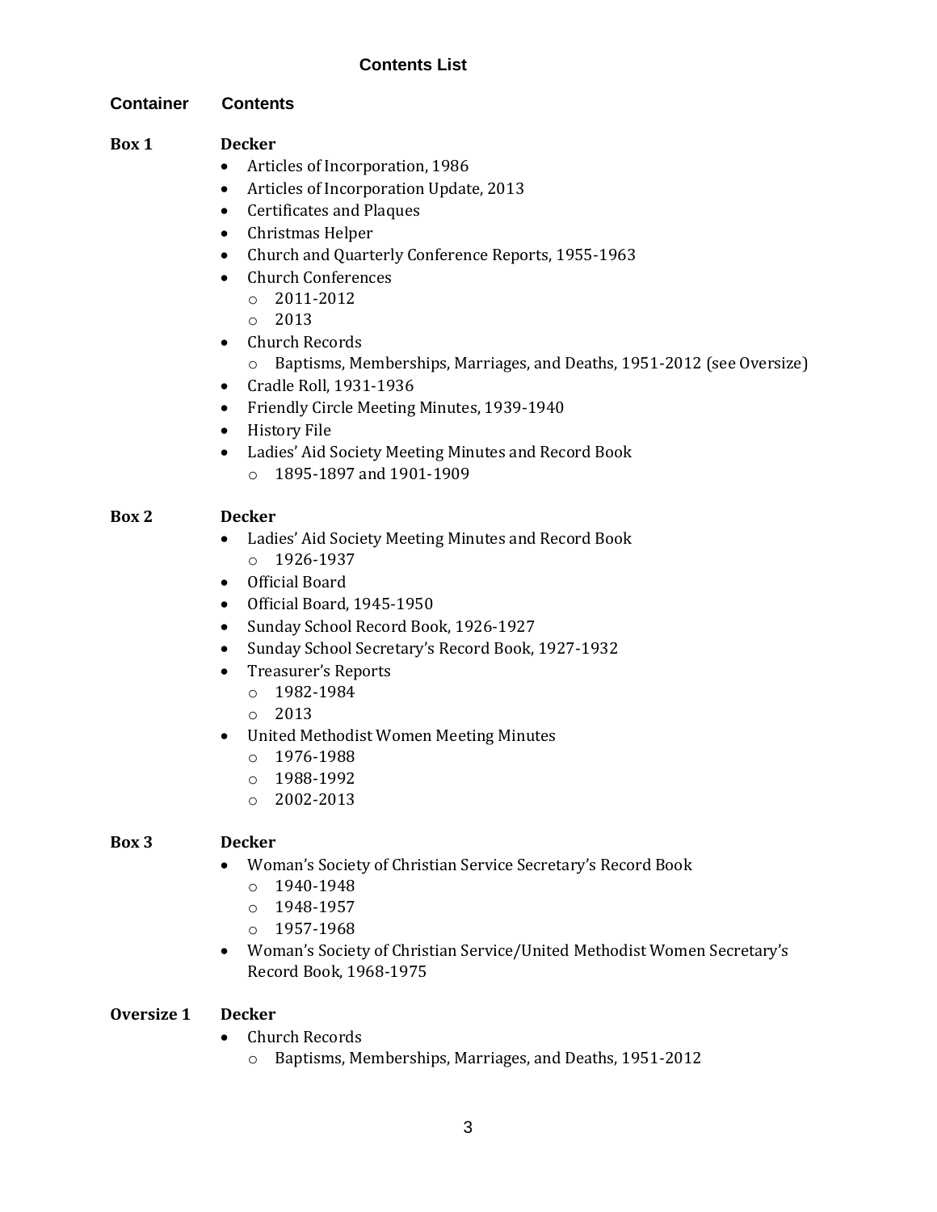## Contents List

**Container** **Contents**

**Box 1** **Decker**

- Articles of Incorporation, 1986
- Articles of Incorporation Update, 2013
- Certificates and Plaques
- Christmas Helper
- Church and Quarterly Conference Reports, 1955-1963
- Church Conferences
  - 2011-2012
  - 2013
- Church Records
  - Baptisms, Memberships, Marriages, and Deaths, 1951-2012 (see Oversize)
- Cradle Roll, 1931-1936
- Friendly Circle Meeting Minutes, 1939-1940
- History File
- Ladies' Aid Society Meeting Minutes and Record Book
  - 1895-1897 and 1901-1909

**Box 2** **Decker**

- Ladies' Aid Society Meeting Minutes and Record Book
  - 1926-1937
- Official Board
- Official Board, 1945-1950
- Sunday School Record Book, 1926-1927
- Sunday School Secretary's Record Book, 1927-1932
- Treasurer's Reports
  - 1982-1984
  - 2013
- United Methodist Women Meeting Minutes
  - 1976-1988
  - 1988-1992
  - 2002-2013

**Box 3** **Decker**

- Woman's Society of Christian Service Secretary's Record Book
  - 1940-1948
  - 1948-1957
  - 1957-1968
- Woman's Society of Christian Service/United Methodist Women Secretary's Record Book, 1968-1975

**Oversize 1** **Decker**

- Church Records
  - Baptisms, Memberships, Marriages, and Deaths, 1951-2012